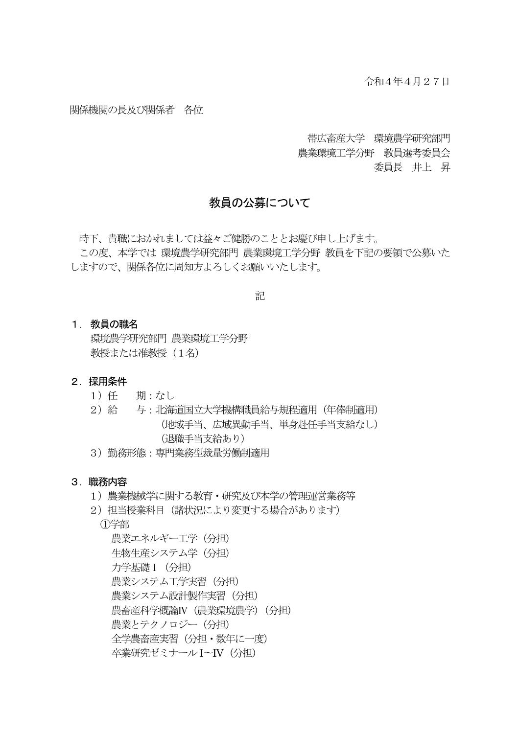令和４年４月２７日

関係機関の長及び関係者　各位

帯広畜産大学　環境農学研究部門
農業環境工学分野　教員選考委員会
委員長　井上　昇

# 教員の公募について

時下、貴職におかれましては益々ご健勝のこととお慶び申し上げます。

この度、本学では 環境農学研究部門 農業環境工学分野 教員を下記の要領で公募いたしますので、関係各位に周知方よろしくお願いいたします。

記

**１．教員の職名**

環境農学研究部門 農業環境工学分野
教授または准教授（１名）

**２．採用条件**

１）任　　期：なし
２）給　　与：北海道国立大学機構職員給与規程適用（年俸制適用）
（地域手当、広域異動手当、単身赴任手当支給なし）
（退職手当支給あり）
３）勤務形態：専門業務型裁量労働制適用

**３．職務内容**

１）農業機械学に関する教育・研究及び本学の管理運営業務等
２）担当授業科目（諸状況により変更する場合があります）
①学部
農業エネルギー工学（分担）
生物生産システム学（分担）
力学基礎Ⅰ（分担）
農業システム工学実習（分担）
農業システム設計製作実習（分担）
農畜産科学概論Ⅳ（農業環境農学）（分担）
農業とテクノロジー（分担）
全学農畜産実習（分担・数年に一度）
卒業研究ゼミナールⅠ～Ⅳ（分担）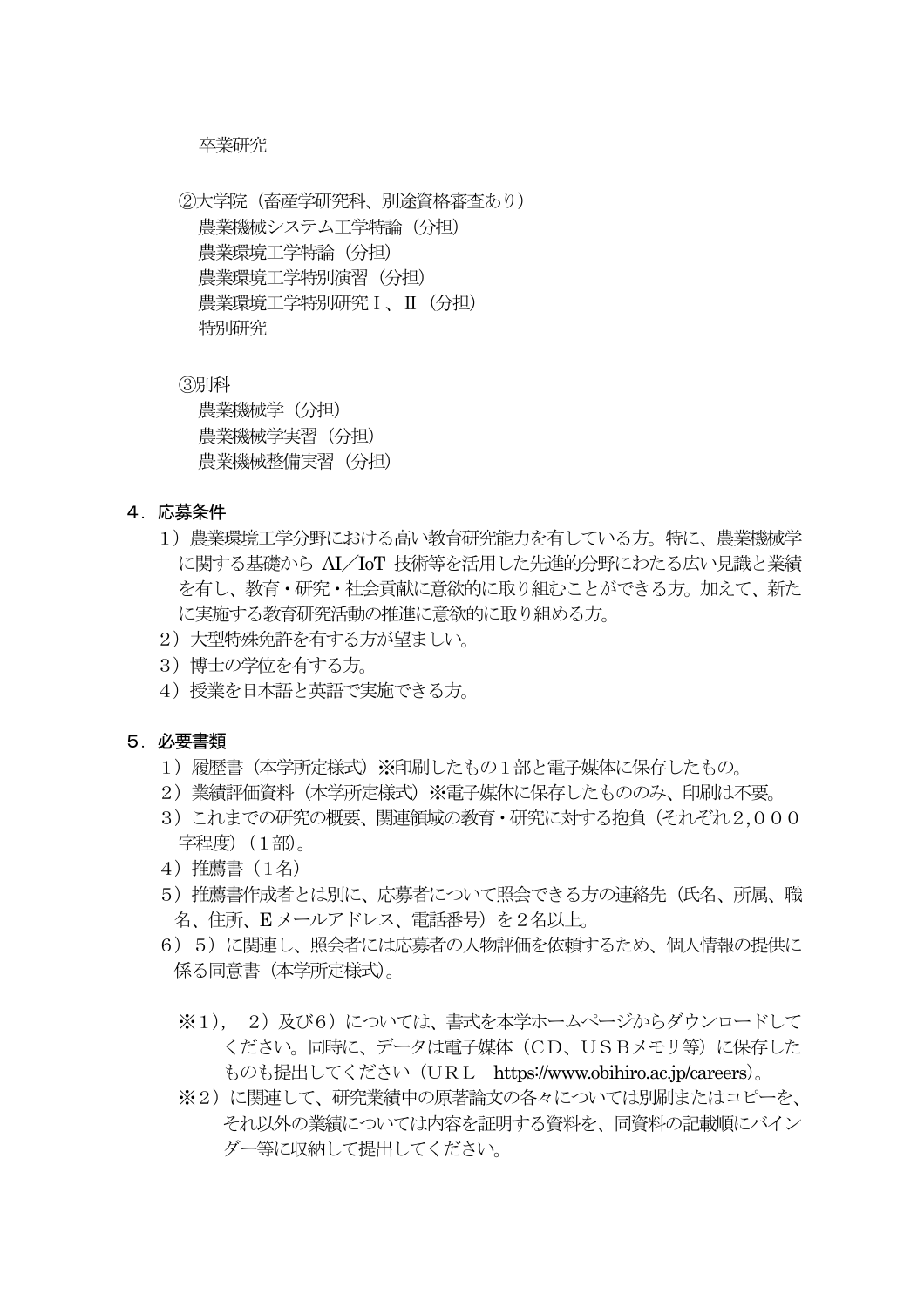卒業研究

②大学院（畜産学研究科、別途資格審査あり）
　農業機械システム工学特論（分担）
　農業環境工学特論（分担）
　農業環境工学特別演習（分担）
　農業環境工学特別研究Ⅰ、Ⅱ（分担）
　特別研究

③別科
　農業機械学（分担）
　農業機械学実習（分担）
　農業機械整備実習（分担）

## 4．応募条件

1）農業環境工学分野における高い教育研究能力を有している方。特に、農業機械学に関する基礎から AI／IoT 技術等を活用した先進的分野にわたる広い見識と業績を有し、教育・研究・社会貢献に意欲的に取り組むことができる方。加えて、新たに実施する教育研究活動の推進に意欲的に取り組める方。
2）大型特殊免許を有する方が望ましい。
3）博士の学位を有する方。
4）授業を日本語と英語で実施できる方。

## 5．必要書類

1）履歴書（本学所定様式）※印刷したもの１部と電子媒体に保存したもの。
2）業績評価資料（本学所定様式）※電子媒体に保存したもののみ、印刷は不要。
3）これまでの研究の概要、関連領域の教育・研究に対する抱負（それぞれ２,０００字程度）（１部）。
4）推薦書（１名）
5）推薦書作成者とは別に、応募者について照会できる方の連絡先（氏名、所属、職名、住所、Ｅメールアドレス、電話番号）を２名以上。
6）５）に関連し、照会者には応募者の人物評価を依頼するため、個人情報の提供に係る同意書（本学所定様式）。

※１），２）及び６）については、書式を本学ホームページからダウンロードしてください。同時に、データは電子媒体（ＣＤ、ＵＳＢメモリ等）に保存したものも提出してください（ＵＲＬ　https://www.obihiro.ac.jp/careers）。

※２）に関連して、研究業績中の原著論文の各々については別刷またはコピーを、それ以外の業績については内容を証明する資料を、同資料の記載順にバインダー等に収納して提出してください。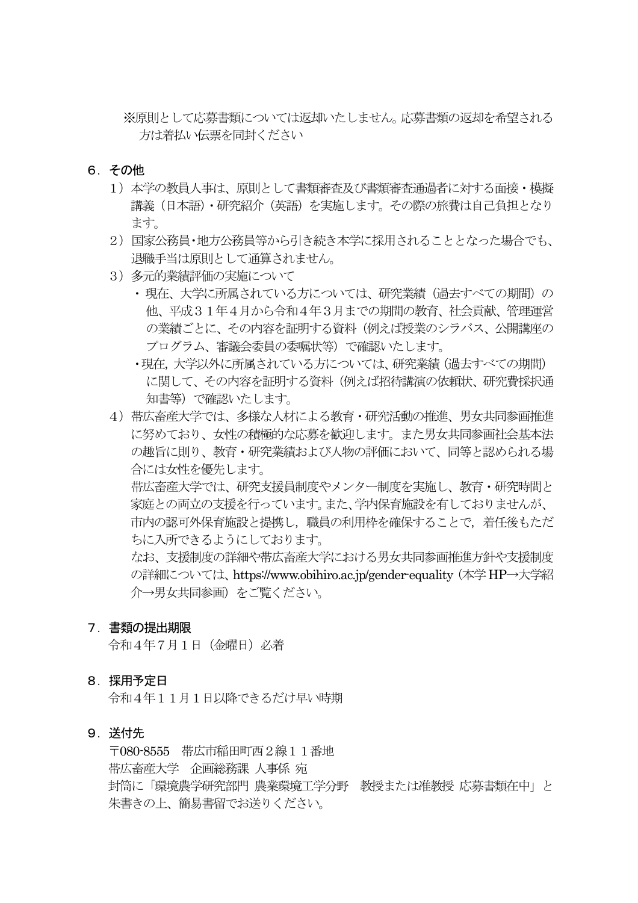※原則として応募書類については返却いたしません。応募書類の返却を希望される方は着払い伝票を同封ください

## 6．その他

1）本学の教員人事は、原則として書類審査及び書類審査通過者に対する面接・模擬講義（日本語）・研究紹介（英語）を実施します。その際の旅費は自己負担となります。

2）国家公務員・地方公務員等から引き続き本学に採用されることとなった場合でも、退職手当は原則として通算されません。

3）多元的業績評価の実施について

- 現在、大学に所属されている方については、研究業績（過去すべての期間）の他、平成３１年４月から令和４年３月までの期間の教育、社会貢献、管理運営の業績ごとに、その内容を証明する資料（例えば授業のシラバス、公開講座のプログラム、審議会委員の委嘱状等）で確認いたします。
- 現在, 大学以外に所属されている方については、研究業績（過去すべての期間）に関して、その内容を証明する資料（例えば招待講演の依頼状、研究費採択通知書等）で確認いたします。

4）帯広畜産大学では、多様な人材による教育・研究活動の推進、男女共同参画推進に努めており、女性の積極的な応募を歓迎します。また男女共同参画社会基本法の趣旨に則り、教育・研究業績および人物の評価において、同等と認められる場合には女性を優先します。

帯広畜産大学では、研究支援員制度やメンター制度を実施し、教育・研究時間と家庭との両立の支援を行っています。また、学内保育施設を有しておりませんが、市内の認可外保育施設と提携し，職員の利用枠を確保することで，着任後もただちに入所できるようにしております。

なお、支援制度の詳細や帯広畜産大学における男女共同参画推進方針や支援制度の詳細については、https://www.obihiro.ac.jp/gender-equality（本学HP→大学紹介→男女共同参画）をご覧ください。

## 7．書類の提出期限

令和４年７月１日（金曜日）必着

## 8．採用予定日

令和４年１１月１日以降できるだけ早い時期

## 9．送付先

〒080-8555　帯広市稲田町西２線１１番地

帯広畜産大学　企画総務課 人事係 宛

封筒に「環境農学研究部門 農業環境工学分野　教授または准教授 応募書類在中」と朱書きの上、簡易書留でお送りください。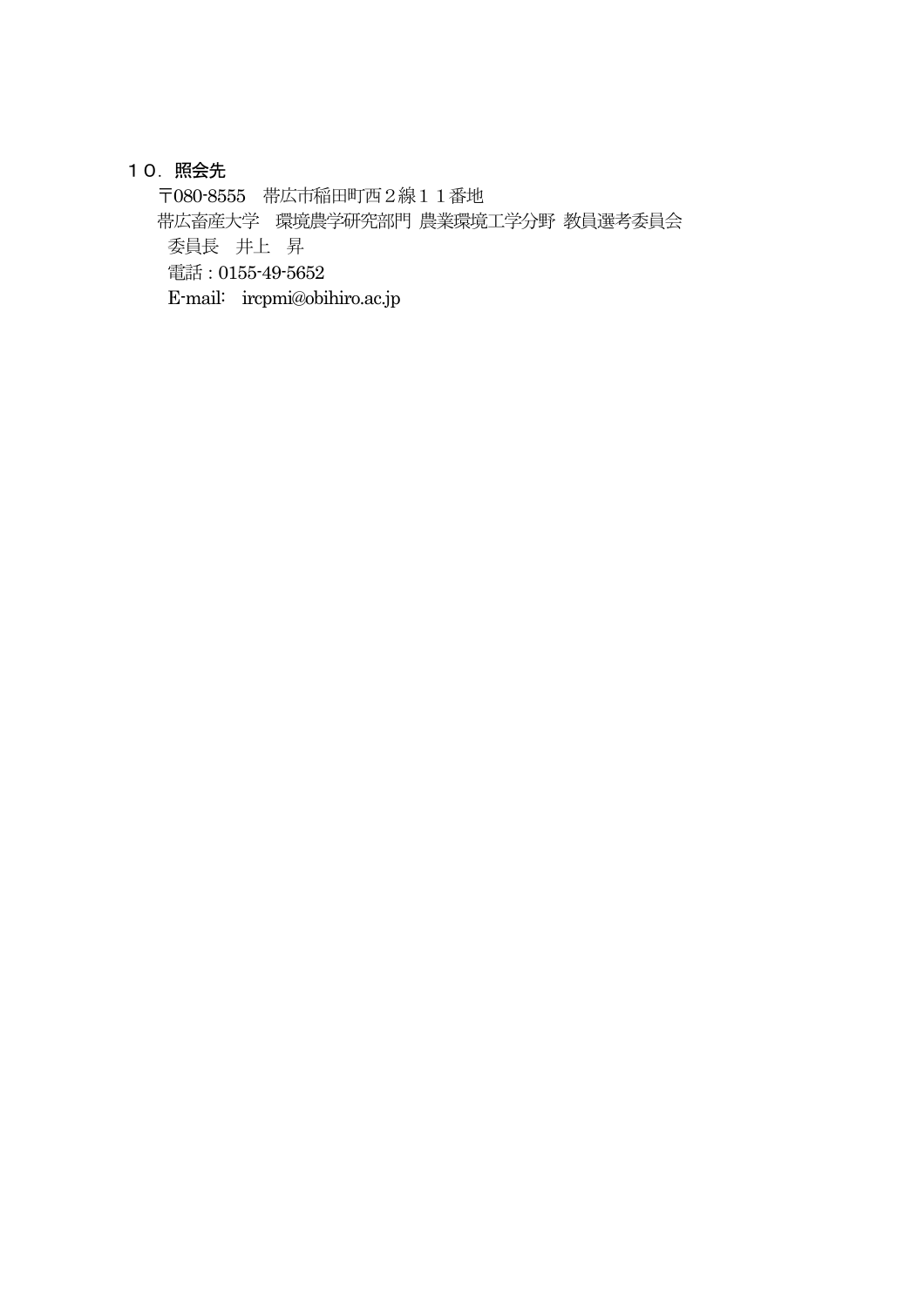## １０．照会先

〒080-8555　帯広市稲田町西２線１１番地

帯広畜産大学　環境農学研究部門 農業環境工学分野 教員選考委員会

委員長　井上　昇

電話：0155-49-5652

E-mail:　ircpmi@obihiro.ac.jp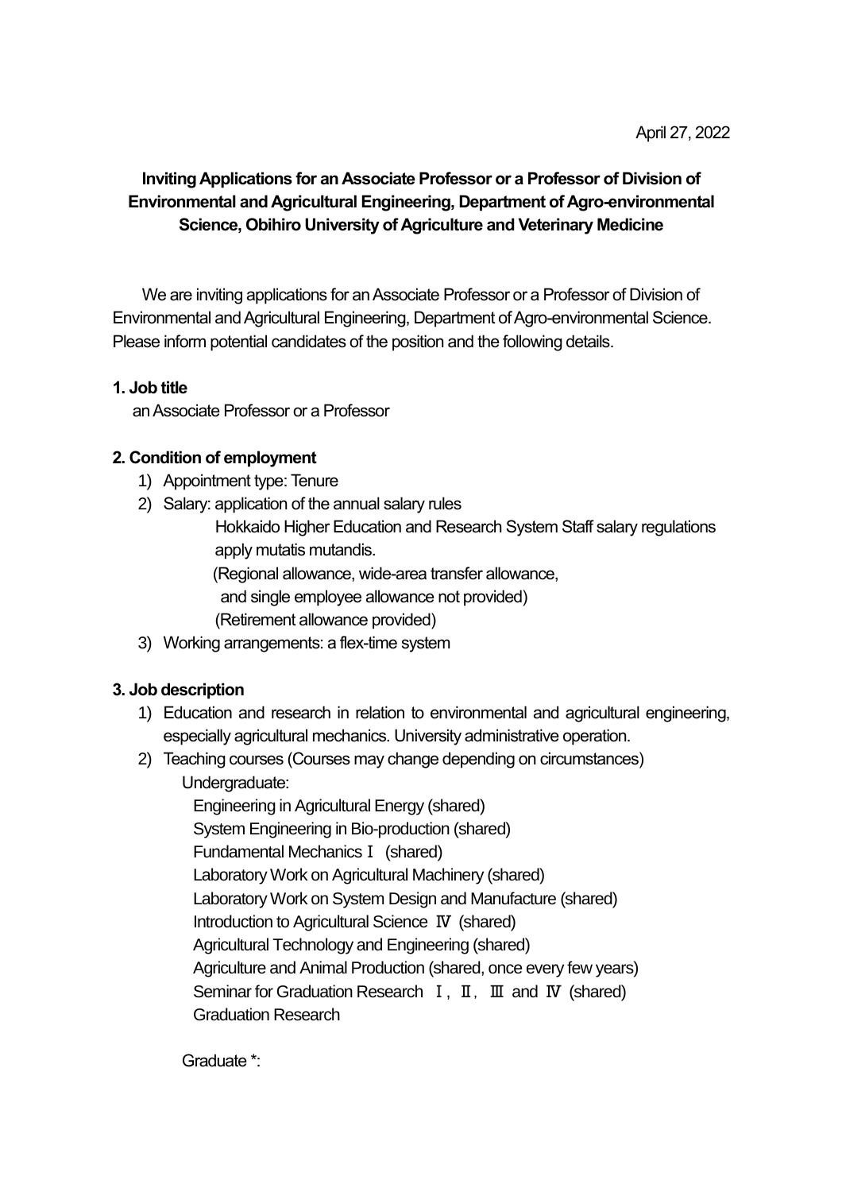April 27, 2022

**Inviting Applications for an Associate Professor or a Professor of Division of Environmental and Agricultural Engineering, Department of Agro-environmental Science, Obihiro University of Agriculture and Veterinary Medicine**

We are inviting applications for an Associate Professor or a Professor of Division of Environmental and Agricultural Engineering, Department of Agro-environmental Science. Please inform potential candidates of the position and the following details.

**1. Job title**

an Associate Professor or a Professor

**2. Condition of employment**

1) Appointment type: Tenure
2) Salary: application of the annual salary rules
   Hokkaido Higher Education and Research System Staff salary regulations apply mutatis mutandis.
   (Regional allowance, wide-area transfer allowance, and single employee allowance not provided)
   (Retirement allowance provided)
3) Working arrangements: a flex-time system

**3. Job description**

1) Education and research in relation to environmental and agricultural engineering, especially agricultural mechanics. University administrative operation.
2) Teaching courses (Courses may change depending on circumstances)
   Undergraduate:
   - Engineering in Agricultural Energy (shared)
   - System Engineering in Bio-production (shared)
   - Fundamental Mechanics Ⅰ (shared)
   - Laboratory Work on Agricultural Machinery (shared)
   - Laboratory Work on System Design and Manufacture (shared)
   - Introduction to Agricultural Science Ⅳ (shared)
   - Agricultural Technology and Engineering (shared)
   - Agriculture and Animal Production (shared, once every few years)
   - Seminar for Graduation Research Ⅰ, Ⅱ, Ⅲ and Ⅳ (shared)
   - Graduation Research

   Graduate *: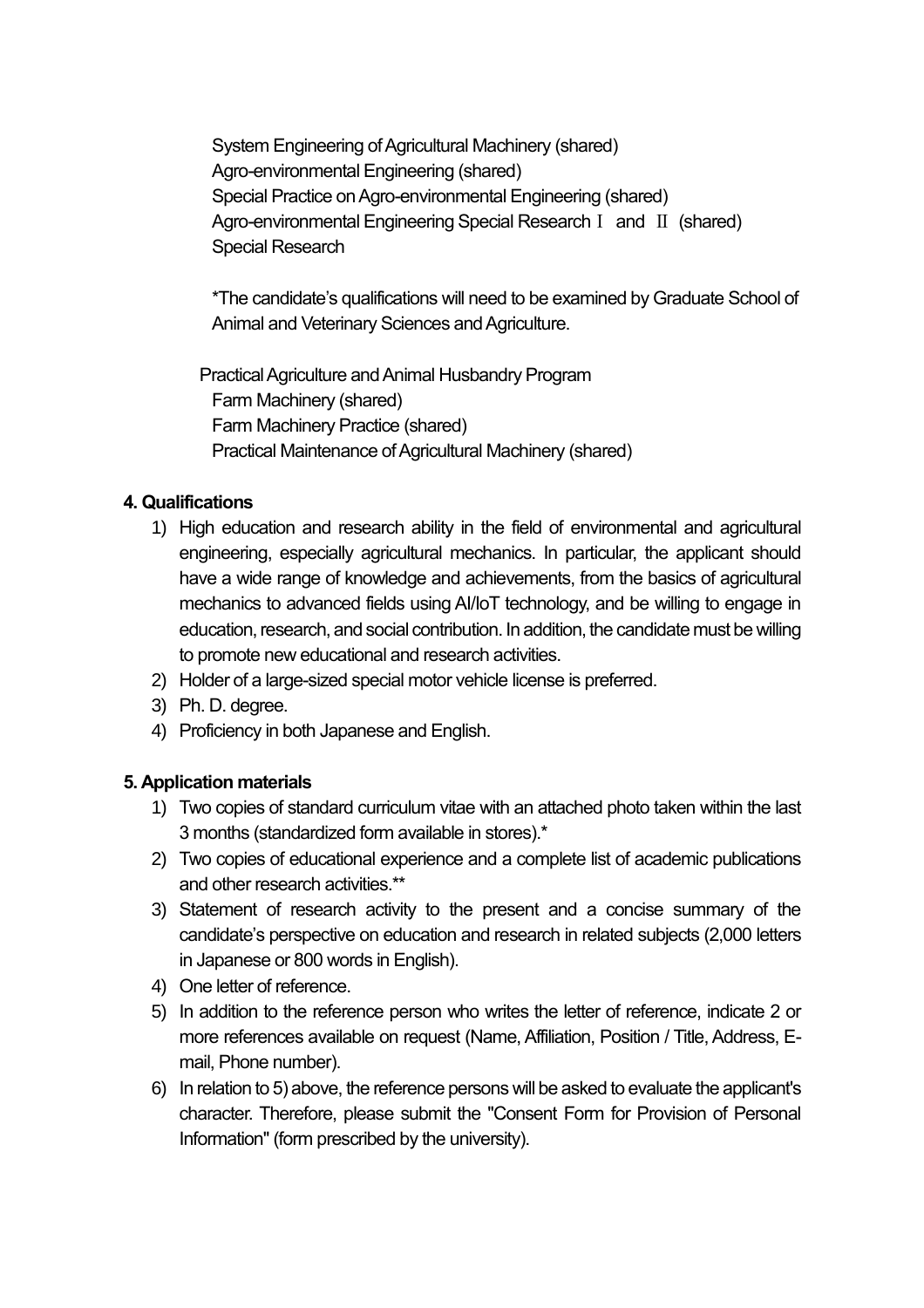System Engineering of Agricultural Machinery (shared)
Agro-environmental Engineering (shared)
Special Practice on Agro-environmental Engineering (shared)
Agro-environmental Engineering Special Research Ⅰ and Ⅱ (shared)
Special Research

*The candidate's qualifications will need to be examined by Graduate School of Animal and Veterinary Sciences and Agriculture.

Practical Agriculture and Animal Husbandry Program
Farm Machinery (shared)
Farm Machinery Practice (shared)
Practical Maintenance of Agricultural Machinery (shared)

**4. Qualifications**

1) High education and research ability in the field of environmental and agricultural engineering, especially agricultural mechanics. In particular, the applicant should have a wide range of knowledge and achievements, from the basics of agricultural mechanics to advanced fields using AI/IoT technology, and be willing to engage in education, research, and social contribution. In addition, the candidate must be willing to promote new educational and research activities.
2) Holder of a large-sized special motor vehicle license is preferred.
3) Ph. D. degree.
4) Proficiency in both Japanese and English.

**5. Application materials**

1) Two copies of standard curriculum vitae with an attached photo taken within the last 3 months (standardized form available in stores).*
2) Two copies of educational experience and a complete list of academic publications and other research activities.**
3) Statement of research activity to the present and a concise summary of the candidate's perspective on education and research in related subjects (2,000 letters in Japanese or 800 words in English).
4) One letter of reference.
5) In addition to the reference person who writes the letter of reference, indicate 2 or more references available on request (Name, Affiliation, Position / Title, Address, E-mail, Phone number).
6) In relation to 5) above, the reference persons will be asked to evaluate the applicant's character. Therefore, please submit the "Consent Form for Provision of Personal Information" (form prescribed by the university).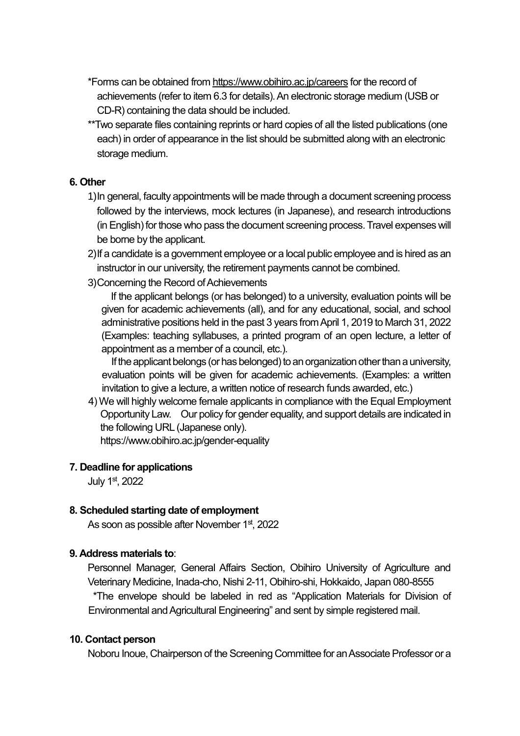\*Forms can be obtained from https://www.obihiro.ac.jp/careers for the record of achievements (refer to item 6.3 for details). An electronic storage medium (USB or CD-R) containing the data should be included.

\*\*Two separate files containing reprints or hard copies of all the listed publications (one each) in order of appearance in the list should be submitted along with an electronic storage medium.

**6. Other**

1) In general, faculty appointments will be made through a document screening process followed by the interviews, mock lectures (in Japanese), and research introductions (in English) for those who pass the document screening process. Travel expenses will be borne by the applicant.
2) If a candidate is a government employee or a local public employee and is hired as an instructor in our university, the retirement payments cannot be combined.
3) Concerning the Record of Achievements

   If the applicant belongs (or has belonged) to a university, evaluation points will be given for academic achievements (all), and for any educational, social, and school administrative positions held in the past 3 years from April 1, 2019 to March 31, 2022 (Examples: teaching syllabuses, a printed program of an open lecture, a letter of appointment as a member of a council, etc.).

   If the applicant belongs (or has belonged) to an organization other than a university, evaluation points will be given for academic achievements. (Examples: a written invitation to give a lecture, a written notice of research funds awarded, etc.)
4) We will highly welcome female applicants in compliance with the Equal Employment Opportunity Law. Our policy for gender equality, and support details are indicated in the following URL (Japanese only).
   https://www.obihiro.ac.jp/gender-equality

**7. Deadline for applications**

July 1st, 2022

**8. Scheduled starting date of employment**

As soon as possible after November 1st, 2022

**9. Address materials to**:

Personnel Manager, General Affairs Section, Obihiro University of Agriculture and Veterinary Medicine, Inada-cho, Nishi 2-11, Obihiro-shi, Hokkaido, Japan 080-8555

\*The envelope should be labeled in red as “Application Materials for Division of Environmental and Agricultural Engineering” and sent by simple registered mail.

**10. Contact person**

Noboru Inoue, Chairperson of the Screening Committee for an Associate Professor or a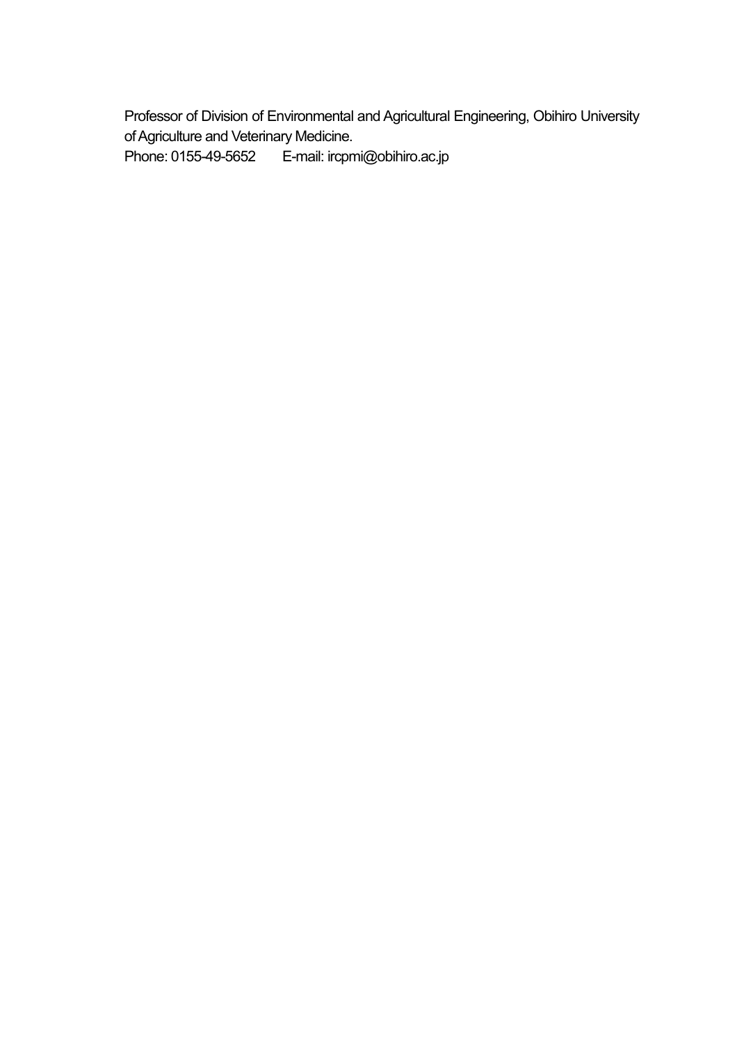Professor of Division of Environmental and Agricultural Engineering, Obihiro University of Agriculture and Veterinary Medicine.

Phone: 0155-49-5652    E-mail: ircpmi@obihiro.ac.jp